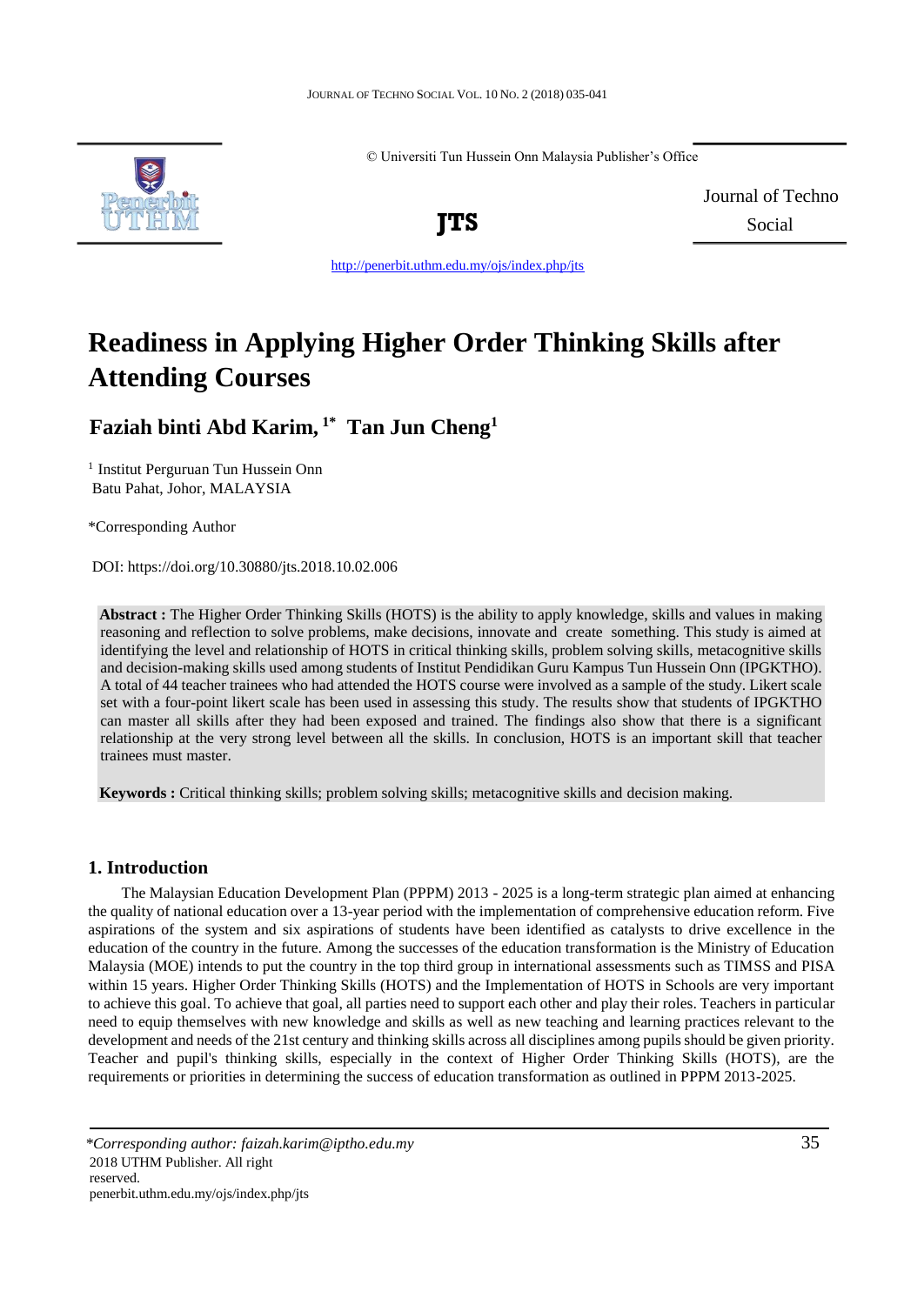© Universiti Tun Hussein Onn Malaysia Publisher's Office

**JTS**

Journal of Techno Social

http://penerbit.uthm.edu.my/ojs/index.php/jts

# Readiness in Applying Higher Order Thinking Skills after Attending Courses

## Faziah binti Abd Karim, [1*] Tan Jun Cheng[1]

[1] Institut Perguruan Tun Hussein Onn
Batu Pahat, Johor, MALAYSIA

*Corresponding Author

DOI: https://doi.org/10.30880/jts.2018.10.02.006

**Abstract :** The Higher Order Thinking Skills (HOTS) is the ability to apply knowledge, skills and values in making reasoning and reflection to solve problems, make decisions, innovate and create something. This study is aimed at identifying the level and relationship of HOTS in critical thinking skills, problem solving skills, metacognitive skills and decision-making skills used among students of Institut Pendidikan Guru Kampus Tun Hussein Onn (IPGKTHO). A total of 44 teacher trainees who had attended the HOTS course were involved as a sample of the study. Likert scale set with a four-point likert scale has been used in assessing this study. The results show that students of IPGKTHO can master all skills after they had been exposed and trained. The findings also show that there is a significant relationship at the very strong level between all the skills. In conclusion, HOTS is an important skill that teacher trainees must master.

**Keywords :** Critical thinking skills; problem solving skills; metacognitive skills and decision making.

## 1. Introduction

The Malaysian Education Development Plan (PPPM) 2013 - 2025 is a long-term strategic plan aimed at enhancing the quality of national education over a 13-year period with the implementation of comprehensive education reform. Five aspirations of the system and six aspirations of students have been identified as catalysts to drive excellence in the education of the country in the future. Among the successes of the education transformation is the Ministry of Education Malaysia (MOE) intends to put the country in the top third group in international assessments such as TIMSS and PISA within 15 years. Higher Order Thinking Skills (HOTS) and the Implementation of HOTS in Schools are very important to achieve this goal. To achieve that goal, all parties need to support each other and play their roles. Teachers in particular need to equip themselves with new knowledge and skills as well as new teaching and learning practices relevant to the development and needs of the 21st century and thinking skills across all disciplines among pupils should be given priority. Teacher and pupil's thinking skills, especially in the context of Higher Order Thinking Skills (HOTS), are the requirements or priorities in determining the success of education transformation as outlined in PPPM 2013-2025.

*\*Corresponding author: faizah.karim@iptho.edu.my*
2018 UTHM Publisher. All right reserved.
penerbit.uthm.edu.my/ojs/index.php/jts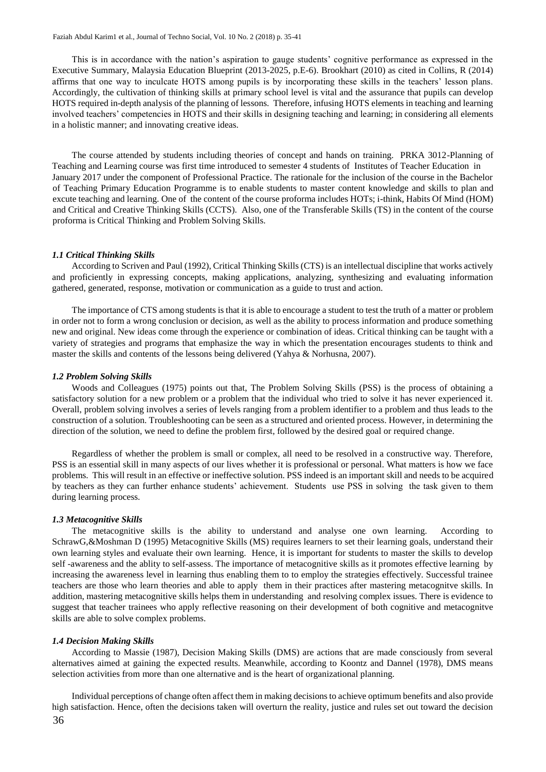This is in accordance with the nation's aspiration to gauge students' cognitive performance as expressed in the Executive Summary, Malaysia Education Blueprint (2013-2025, p.E-6). Brookhart (2010) as cited in Collins, R (2014) affirms that one way to inculcate HOTS among pupils is by incorporating these skills in the teachers' lesson plans. Accordingly, the cultivation of thinking skills at primary school level is vital and the assurance that pupils can develop HOTS required in-depth analysis of the planning of lessons. Therefore, infusing HOTS elements in teaching and learning involved teachers' competencies in HOTS and their skills in designing teaching and learning; in considering all elements in a holistic manner; and innovating creative ideas.

The course attended by students including theories of concept and hands on training. PRKA 3012-Planning of Teaching and Learning course was first time introduced to semester 4 students of Institutes of Teacher Education in January 2017 under the component of Professional Practice. The rationale for the inclusion of the course in the Bachelor of Teaching Primary Education Programme is to enable students to master content knowledge and skills to plan and excute teaching and learning. One of the content of the course proforma includes HOTs; i-think, Habits Of Mind (HOM) and Critical and Creative Thinking Skills (CCTS). Also, one of the Transferable Skills (TS) in the content of the course proforma is Critical Thinking and Problem Solving Skills.

### *1.1 Critical Thinking Skills*

According to Scriven and Paul (1992), Critical Thinking Skills (CTS) is an intellectual discipline that works actively and proficiently in expressing concepts, making applications, analyzing, synthesizing and evaluating information gathered, generated, response, motivation or communication as a guide to trust and action.

The importance of CTS among students is that it is able to encourage a student to test the truth of a matter or problem in order not to form a wrong conclusion or decision, as well as the ability to process information and produce something new and original. New ideas come through the experience or combination of ideas. Critical thinking can be taught with a variety of strategies and programs that emphasize the way in which the presentation encourages students to think and master the skills and contents of the lessons being delivered (Yahya & Norhusna, 2007).

### *1.2 Problem Solving Skills*

Woods and Colleagues (1975) points out that, The Problem Solving Skills (PSS) is the process of obtaining a satisfactory solution for a new problem or a problem that the individual who tried to solve it has never experienced it. Overall, problem solving involves a series of levels ranging from a problem identifier to a problem and thus leads to the construction of a solution. Troubleshooting can be seen as a structured and oriented process. However, in determining the direction of the solution, we need to define the problem first, followed by the desired goal or required change.

Regardless of whether the problem is small or complex, all need to be resolved in a constructive way. Therefore, PSS is an essential skill in many aspects of our lives whether it is professional or personal. What matters is how we face problems. This will result in an effective or ineffective solution. PSS indeed is an important skill and needs to be acquired by teachers as they can further enhance students' achievement. Students use PSS in solving the task given to them during learning process.

### *1.3 Metacognitive Skills*

The metacognitive skills is the ability to understand and analyse one own learning. According to SchrawG,&Moshman D (1995) Metacognitive Skills (MS) requires learners to set their learning goals, understand their own learning styles and evaluate their own learning. Hence, it is important for students to master the skills to develop self -awareness and the ablity to self-assess. The importance of metacognitive skills as it promotes effective learning by increasing the awareness level in learning thus enabling them to to employ the strategies effectively. Successful trainee teachers are those who learn theories and able to apply them in their practices after mastering metacognitve skills. In addition, mastering metacognitive skills helps them in understanding and resolving complex issues. There is evidence to suggest that teacher trainees who apply reflective reasoning on their development of both cognitive and metacognitve skills are able to solve complex problems.

### *1.4 Decision Making Skills*

According to Massie (1987), Decision Making Skills (DMS) are actions that are made consciously from several alternatives aimed at gaining the expected results. Meanwhile, according to Koontz and Dannel (1978), DMS means selection activities from more than one alternative and is the heart of organizational planning.

Individual perceptions of change often affect them in making decisions to achieve optimum benefits and also provide high satisfaction. Hence, often the decisions taken will overturn the reality, justice and rules set out toward the decision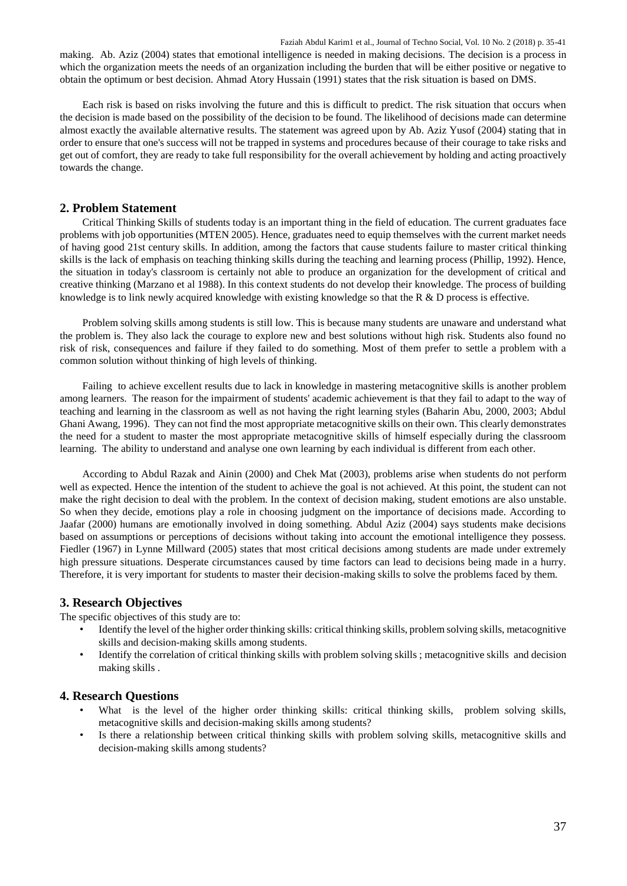making. Ab. Aziz (2004) states that emotional intelligence is needed in making decisions. The decision is a process in which the organization meets the needs of an organization including the burden that will be either positive or negative to obtain the optimum or best decision. Ahmad Atory Hussain (1991) states that the risk situation is based on DMS.

Each risk is based on risks involving the future and this is difficult to predict. The risk situation that occurs when the decision is made based on the possibility of the decision to be found. The likelihood of decisions made can determine almost exactly the available alternative results. The statement was agreed upon by Ab. Aziz Yusof (2004) stating that in order to ensure that one's success will not be trapped in systems and procedures because of their courage to take risks and get out of comfort, they are ready to take full responsibility for the overall achievement by holding and acting proactively towards the change.

## 2. Problem Statement

Critical Thinking Skills of students today is an important thing in the field of education. The current graduates face problems with job opportunities (MTEN 2005). Hence, graduates need to equip themselves with the current market needs of having good 21st century skills. In addition, among the factors that cause students failure to master critical thinking skills is the lack of emphasis on teaching thinking skills during the teaching and learning process (Phillip, 1992). Hence, the situation in today's classroom is certainly not able to produce an organization for the development of critical and creative thinking (Marzano et al 1988). In this context students do not develop their knowledge. The process of building knowledge is to link newly acquired knowledge with existing knowledge so that the R & D process is effective.

Problem solving skills among students is still low. This is because many students are unaware and understand what the problem is. They also lack the courage to explore new and best solutions without high risk. Students also found no risk of risk, consequences and failure if they failed to do something. Most of them prefer to settle a problem with a common solution without thinking of high levels of thinking.

Failing to achieve excellent results due to lack in knowledge in mastering metacognitive skills is another problem among learners. The reason for the impairment of students' academic achievement is that they fail to adapt to the way of teaching and learning in the classroom as well as not having the right learning styles (Baharin Abu, 2000, 2003; Abdul Ghani Awang, 1996). They can not find the most appropriate metacognitive skills on their own. This clearly demonstrates the need for a student to master the most appropriate metacognitive skills of himself especially during the classroom learning. The ability to understand and analyse one own learning by each individual is different from each other.

According to Abdul Razak and Ainin (2000) and Chek Mat (2003), problems arise when students do not perform well as expected. Hence the intention of the student to achieve the goal is not achieved. At this point, the student can not make the right decision to deal with the problem. In the context of decision making, student emotions are also unstable. So when they decide, emotions play a role in choosing judgment on the importance of decisions made. According to Jaafar (2000) humans are emotionally involved in doing something. Abdul Aziz (2004) says students make decisions based on assumptions or perceptions of decisions without taking into account the emotional intelligence they possess. Fiedler (1967) in Lynne Millward (2005) states that most critical decisions among students are made under extremely high pressure situations. Desperate circumstances caused by time factors can lead to decisions being made in a hurry. Therefore, it is very important for students to master their decision-making skills to solve the problems faced by them.

## 3. Research Objectives

The specific objectives of this study are to:

- Identify the level of the higher order thinking skills: critical thinking skills, problem solving skills, metacognitive skills and decision-making skills among students.
- Identify the correlation of critical thinking skills with problem solving skills ; metacognitive skills and decision making skills .

## 4. Research Questions

- What is the level of the higher order thinking skills: critical thinking skills, problem solving skills, metacognitive skills and decision-making skills among students?
- Is there a relationship between critical thinking skills with problem solving skills, metacognitive skills and decision-making skills among students?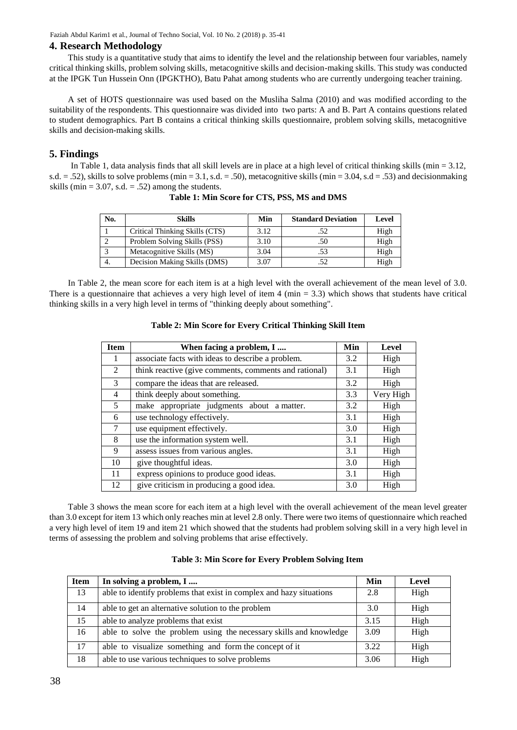## 4. Research Methodology

This study is a quantitative study that aims to identify the level and the relationship between four variables, namely critical thinking skills, problem solving skills, metacognitive skills and decision-making skills. This study was conducted at the IPGK Tun Hussein Onn (IPGKTHO), Batu Pahat among students who are currently undergoing teacher training.

A set of HOTS questionnaire was used based on the Musliha Salma (2010) and was modified according to the suitability of the respondents. This questionnaire was divided into two parts: A and B. Part A contains questions related to student demographics. Part B contains a critical thinking skills questionnaire, problem solving skills, metacognitive skills and decision-making skills.

## 5. Findings

In Table 1, data analysis finds that all skill levels are in place at a high level of critical thinking skills (min = 3.12, s.d. = .52), skills to solve problems (min = 3.1, s.d. = .50), metacognitive skills (min = 3.04, s.d = .53) and decisionmaking skills (min = 3.07, s.d. = .52) among the students.

**Table 1: Min Score for CTS, PSS, MS and DMS**

| No. | Skills | Min | Standard Deviation | Level |
|---|---|---|---|---|
| 1 | Critical Thinking Skills (CTS) | 3.12 | .52 | High |
| 2 | Problem Solving Skills (PSS) | 3.10 | .50 | High |
| 3 | Metacognitive Skills (MS) | 3.04 | .53 | High |
| 4. | Decision Making Skills (DMS) | 3.07 | .52 | High |

In Table 2, the mean score for each item is at a high level with the overall achievement of the mean level of 3.0. There is a questionnaire that achieves a very high level of item 4 (min = 3.3) which shows that students have critical thinking skills in a very high level in terms of "thinking deeply about something".

**Table 2: Min Score for Every Critical Thinking Skill Item**

| Item | When facing a problem, I .... | Min | Level |
|---|---|---|---|
| 1 | associate facts with ideas to describe a problem. | 3.2 | High |
| 2 | think reactive (give comments, comments and rational) | 3.1 | High |
| 3 | compare the ideas that are released. | 3.2 | High |
| 4 | think deeply about something. | 3.3 | Very High |
| 5 | make appropriate judgments about a matter. | 3.2 | High |
| 6 | use technology effectively. | 3.1 | High |
| 7 | use equipment effectively. | 3.0 | High |
| 8 | use the information system well. | 3.1 | High |
| 9 | assess issues from various angles. | 3.1 | High |
| 10 | give thoughtful ideas. | 3.0 | High |
| 11 | express opinions to produce good ideas. | 3.1 | High |
| 12 | give criticism in producing a good idea. | 3.0 | High |

Table 3 shows the mean score for each item at a high level with the overall achievement of the mean level greater than 3.0 except for item 13 which only reaches min at level 2.8 only. There were two items of questionnaire which reached a very high level of item 19 and item 21 which showed that the students had problem solving skill in a very high level in terms of assessing the problem and solving problems that arise effectively.

**Table 3: Min Score for Every Problem Solving Item**

| Item | In solving a problem, I .... | Min | Level |
|---|---|---|---|
| 13 | able to identify problems that exist in complex and hazy situations | 2.8 | High |
| 14 | able to get an alternative solution to the problem | 3.0 | High |
| 15 | able to analyze problems that exist | 3.15 | High |
| 16 | able to solve the problem using the necessary skills and knowledge | 3.09 | High |
| 17 | able to visualize something and form the concept of it | 3.22 | High |
| 18 | able to use various techniques to solve problems | 3.06 | High |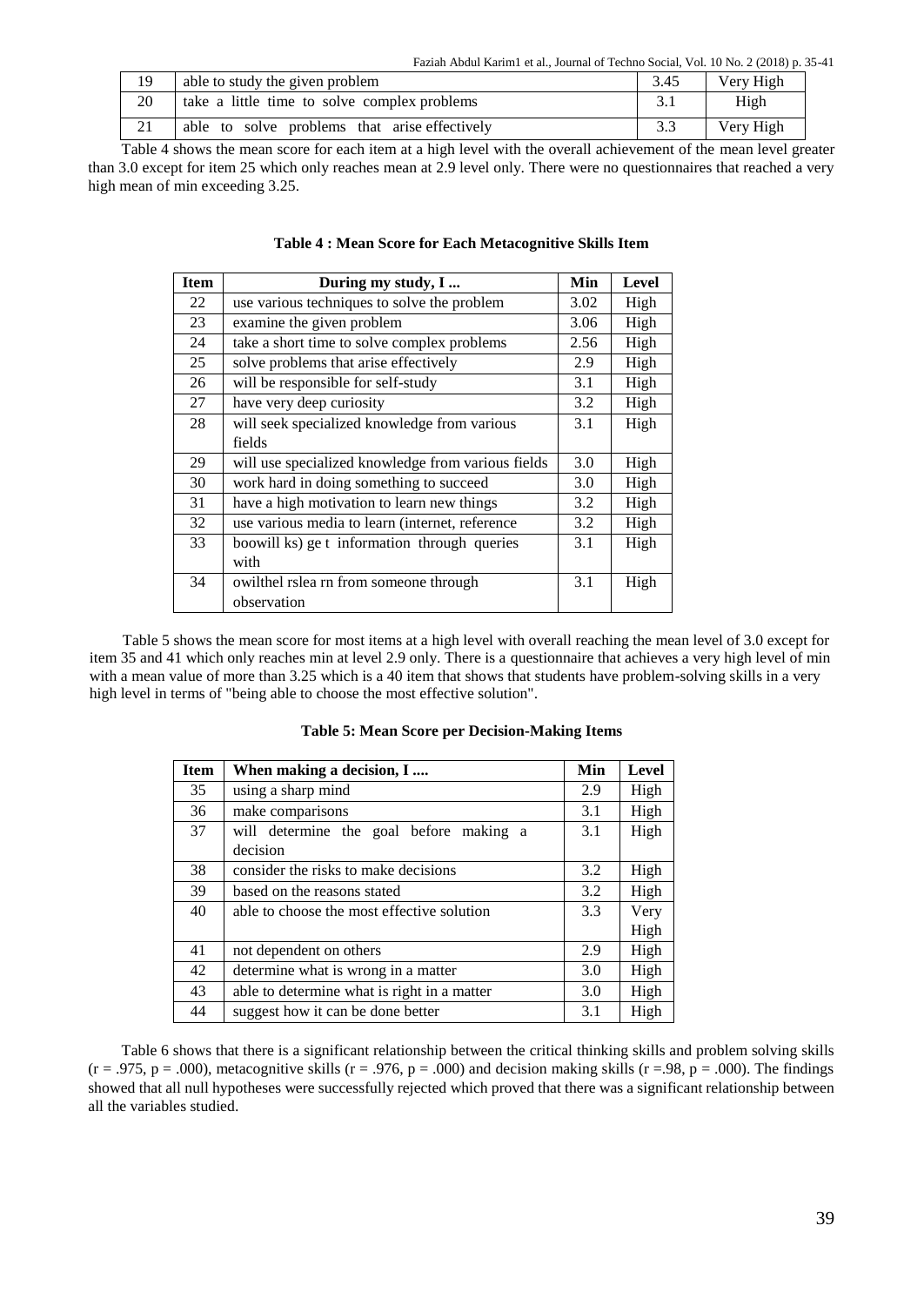| 19 | able to study the given problem | 3.45 | Very High |
|---|---|---|---|
| 20 | take a little time to solve complex problems | 3.1 | High |
| 21 | able to solve problems that arise effectively | 3.3 | Very High |

Table 4 shows the mean score for each item at a high level with the overall achievement of the mean level greater than 3.0 except for item 25 which only reaches mean at 2.9 level only. There were no questionnaires that reached a very high mean of min exceeding 3.25.

**Table 4 : Mean Score for Each Metacognitive Skills Item**

| Item | During my study, I ... | Min | Level |
|---|---|---|---|
| 22 | use various techniques to solve the problem | 3.02 | High |
| 23 | examine the given problem | 3.06 | High |
| 24 | take a short time to solve complex problems | 2.56 | High |
| 25 | solve problems that arise effectively | 2.9 | High |
| 26 | will be responsible for self-study | 3.1 | High |
| 27 | have very deep curiosity | 3.2 | High |
| 28 | will seek specialized knowledge from various fields | 3.1 | High |
| 29 | will use specialized knowledge from various fields | 3.0 | High |
| 30 | work hard in doing something to succeed | 3.0 | High |
| 31 | have a high motivation to learn new things | 3.2 | High |
| 32 | use various media to learn (internet, reference | 3.2 | High |
| 33 | boowill ks) ge t information through queries with | 3.1 | High |
| 34 | owilthel rslea rn from someone through observation | 3.1 | High |

Table 5 shows the mean score for most items at a high level with overall reaching the mean level of 3.0 except for item 35 and 41 which only reaches min at level 2.9 only. There is a questionnaire that achieves a very high level of min with a mean value of more than 3.25 which is a 40 item that shows that students have problem-solving skills in a very high level in terms of "being able to choose the most effective solution".

**Table 5: Mean Score per Decision-Making Items**

| Item | When making a decision, I .... | Min | Level |
|---|---|---|---|
| 35 | using a sharp mind | 2.9 | High |
| 36 | make comparisons | 3.1 | High |
| 37 | will determine the goal before making a decision | 3.1 | High |
| 38 | consider the risks to make decisions | 3.2 | High |
| 39 | based on the reasons stated | 3.2 | High |
| 40 | able to choose the most effective solution | 3.3 | Very High |
| 41 | not dependent on others | 2.9 | High |
| 42 | determine what is wrong in a matter | 3.0 | High |
| 43 | able to determine what is right in a matter | 3.0 | High |
| 44 | suggest how it can be done better | 3.1 | High |

Table 6 shows that there is a significant relationship between the critical thinking skills and problem solving skills ($r = .975$, $p = .000$), metacognitive skills ($r = .976$, $p = .000$) and decision making skills ($r = .98$, $p = .000$). The findings showed that all null hypotheses were successfully rejected which proved that there was a significant relationship between all the variables studied.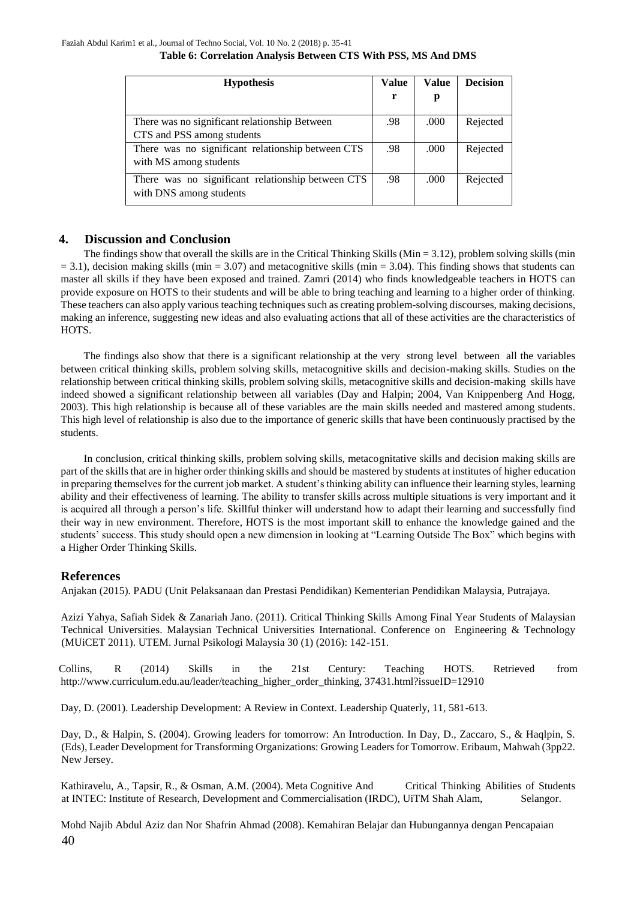**Table 6: Correlation Analysis Between CTS With PSS, MS And DMS**

| Hypothesis | Value r | Value p | Decision |
|---|---|---|---|
| There was no significant relationship Between CTS and PSS among students | .98 | .000 | Rejected |
| There was no significant relationship between CTS with MS among students | .98 | .000 | Rejected |
| There was no significant relationship between CTS with DNS among students | .98 | .000 | Rejected |

## 4. Discussion and Conclusion

The findings show that overall the skills are in the Critical Thinking Skills (Min = 3.12), problem solving skills (min = 3.1), decision making skills (min = 3.07) and metacognitive skills (min = 3.04). This finding shows that students can master all skills if they have been exposed and trained. Zamri (2014) who finds knowledgeable teachers in HOTS can provide exposure on HOTS to their students and will be able to bring teaching and learning to a higher order of thinking. These teachers can also apply various teaching techniques such as creating problem-solving discourses, making decisions, making an inference, suggesting new ideas and also evaluating actions that all of these activities are the characteristics of HOTS.

The findings also show that there is a significant relationship at the very strong level between all the variables between critical thinking skills, problem solving skills, metacognitive skills and decision-making skills. Studies on the relationship between critical thinking skills, problem solving skills, metacognitive skills and decision-making skills have indeed showed a significant relationship between all variables (Day and Halpin; 2004, Van Knippenberg And Hogg, 2003). This high relationship is because all of these variables are the main skills needed and mastered among students. This high level of relationship is also due to the importance of generic skills that have been continuously practised by the students.

In conclusion, critical thinking skills, problem solving skills, metacognitative skills and decision making skills are part of the skills that are in higher order thinking skills and should be mastered by students at institutes of higher education in preparing themselves for the current job market. A student's thinking ability can influence their learning styles, learning ability and their effectiveness of learning. The ability to transfer skills across multiple situations is very important and it is acquired all through a person's life. Skillful thinker will understand how to adapt their learning and successfully find their way in new environment. Therefore, HOTS is the most important skill to enhance the knowledge gained and the students' success. This study should open a new dimension in looking at "Learning Outside The Box" which begins with a Higher Order Thinking Skills.

## References

Anjakan (2015). PADU (Unit Pelaksanaan dan Prestasi Pendidikan) Kementerian Pendidikan Malaysia, Putrajaya.

Azizi Yahya, Safiah Sidek & Zanariah Jano. (2011). Critical Thinking Skills Among Final Year Students of Malaysian Technical Universities. Malaysian Technical Universities International. Conference on Engineering & Technology (MUiCET 2011). UTEM. Jurnal Psikologi Malaysia 30 (1) (2016): 142-151.

Collins, R (2014) Skills in the 21st Century: Teaching HOTS. Retrieved from http://www.curriculum.edu.au/leader/teaching_higher_order_thinking, 37431.html?issueID=12910

Day, D. (2001). Leadership Development: A Review in Context. Leadership Quaterly, 11, 581-613.

Day, D., & Halpin, S. (2004). Growing leaders for tomorrow: An Introduction. In Day, D., Zaccaro, S., & Haqlpin, S. (Eds), Leader Development for Transforming Organizations: Growing Leaders for Tomorrow. Eribaum, Mahwah (3pp22. New Jersey.

Kathiravelu, A., Tapsir, R., & Osman, A.M. (2004). Meta Cognitive And Critical Thinking Abilities of Students at INTEC: Institute of Research, Development and Commercialisation (IRDC), UiTM Shah Alam, Selangor.

Mohd Najib Abdul Aziz dan Nor Shafrin Ahmad (2008). Kemahiran Belajar dan Hubungannya dengan Pencapaian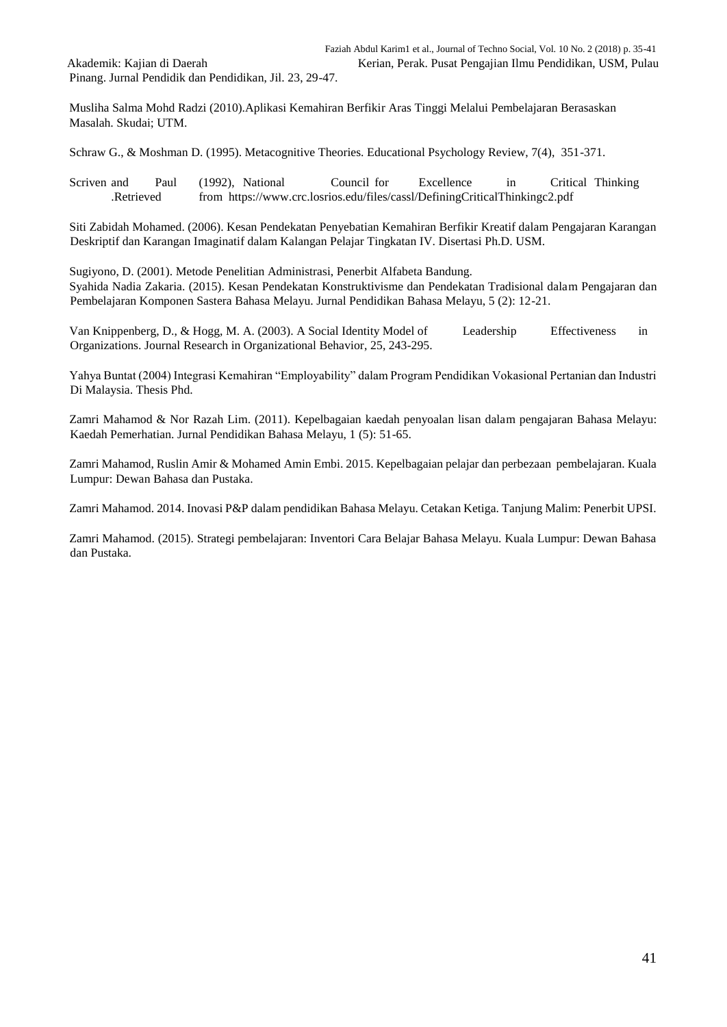Akademik: Kajian di Daerah Kerian, Perak. Pusat Pengajian Ilmu Pendidikan, USM, Pulau Pinang. Jurnal Pendidik dan Pendidikan, Jil. 23, 29-47.

Musliha Salma Mohd Radzi (2010).Aplikasi Kemahiran Berfikir Aras Tinggi Melalui Pembelajaran Berasaskan Masalah. Skudai; UTM.

Schraw G., & Moshman D. (1995). Metacognitive Theories. Educational Psychology Review, 7(4), 351-371.

Scriven and Paul (1992), National Council for Excellence in Critical Thinking .Retrieved from https://www.crc.losrios.edu/files/cassl/DefiningCriticalThinkingc2.pdf

Siti Zabidah Mohamed. (2006). Kesan Pendekatan Penyebatian Kemahiran Berfikir Kreatif dalam Pengajaran Karangan Deskriptif dan Karangan Imaginatif dalam Kalangan Pelajar Tingkatan IV. Disertasi Ph.D. USM.

Sugiyono, D. (2001). Metode Penelitian Administrasi, Penerbit Alfabeta Bandung.

Syahida Nadia Zakaria. (2015). Kesan Pendekatan Konstruktivisme dan Pendekatan Tradisional dalam Pengajaran dan Pembelajaran Komponen Sastera Bahasa Melayu. Jurnal Pendidikan Bahasa Melayu, 5 (2): 12-21.

Van Knippenberg, D., & Hogg, M. A. (2003). A Social Identity Model of Leadership Effectiveness in Organizations. Journal Research in Organizational Behavior, 25, 243-295.

Yahya Buntat (2004) Integrasi Kemahiran "Employability" dalam Program Pendidikan Vokasional Pertanian dan Industri Di Malaysia. Thesis Phd.

Zamri Mahamod & Nor Razah Lim. (2011). Kepelbagaian kaedah penyoalan lisan dalam pengajaran Bahasa Melayu: Kaedah Pemerhatian. Jurnal Pendidikan Bahasa Melayu, 1 (5): 51-65.

Zamri Mahamod, Ruslin Amir & Mohamed Amin Embi. 2015. Kepelbagaian pelajar dan perbezaan pembelajaran. Kuala Lumpur: Dewan Bahasa dan Pustaka.

Zamri Mahamod. 2014. Inovasi P&P dalam pendidikan Bahasa Melayu. Cetakan Ketiga. Tanjung Malim: Penerbit UPSI.

Zamri Mahamod. (2015). Strategi pembelajaran: Inventori Cara Belajar Bahasa Melayu. Kuala Lumpur: Dewan Bahasa dan Pustaka.